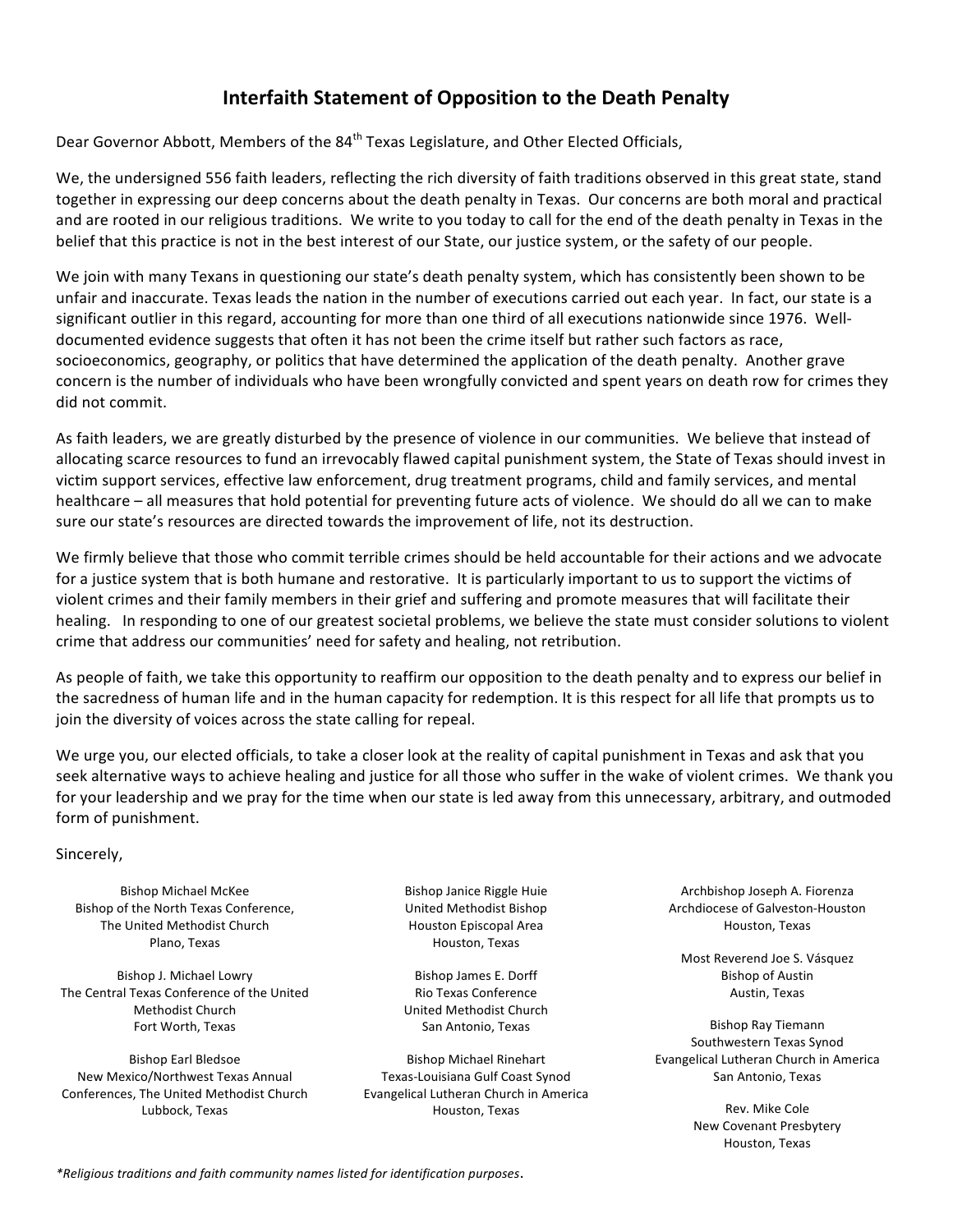# Interfaith Statement of Opposition to the Death Penalty

Dear Governor Abbott, Members of the 84th Texas Legislature, and Other Elected Officials,

We, the undersigned 556 faith leaders, reflecting the rich diversity of faith traditions observed in this great state, stand together in expressing our deep concerns about the death penalty in Texas. Our concerns are both moral and practical and are rooted in our religious traditions. We write to you today to call for the end of the death penalty in Texas in the belief that this practice is not in the best interest of our State, our justice system, or the safety of our people.

We join with many Texans in questioning our state's death penalty system, which has consistently been shown to be unfair and inaccurate. Texas leads the nation in the number of executions carried out each year. In fact, our state is a significant outlier in this regard, accounting for more than one third of all executions nationwide since 1976. Well-documented evidence suggests that often it has not been the crime itself but rather such factors as race, socioeconomics, geography, or politics that have determined the application of the death penalty. Another grave concern is the number of individuals who have been wrongfully convicted and spent years on death row for crimes they did not commit.

As faith leaders, we are greatly disturbed by the presence of violence in our communities. We believe that instead of allocating scarce resources to fund an irrevocably flawed capital punishment system, the State of Texas should invest in victim support services, effective law enforcement, drug treatment programs, child and family services, and mental healthcare – all measures that hold potential for preventing future acts of violence. We should do all we can to make sure our state's resources are directed towards the improvement of life, not its destruction.

We firmly believe that those who commit terrible crimes should be held accountable for their actions and we advocate for a justice system that is both humane and restorative. It is particularly important to us to support the victims of violent crimes and their family members in their grief and suffering and promote measures that will facilitate their healing. In responding to one of our greatest societal problems, we believe the state must consider solutions to violent crime that address our communities' need for safety and healing, not retribution.

As people of faith, we take this opportunity to reaffirm our opposition to the death penalty and to express our belief in the sacredness of human life and in the human capacity for redemption. It is this respect for all life that prompts us to join the diversity of voices across the state calling for repeal.

We urge you, our elected officials, to take a closer look at the reality of capital punishment in Texas and ask that you seek alternative ways to achieve healing and justice for all those who suffer in the wake of violent crimes. We thank you for your leadership and we pray for the time when our state is led away from this unnecessary, arbitrary, and outmoded form of punishment.

Sincerely,

Bishop Michael McKee
Bishop of the North Texas Conference,
The United Methodist Church
Plano, Texas

Bishop J. Michael Lowry
The Central Texas Conference of the United Methodist Church
Fort Worth, Texas

Bishop Earl Bledsoe
New Mexico/Northwest Texas Annual Conferences, The United Methodist Church
Lubbock, Texas

Bishop Janice Riggle Huie
United Methodist Bishop
Houston Episcopal Area
Houston, Texas

Bishop James E. Dorff
Rio Texas Conference
United Methodist Church
San Antonio, Texas

Bishop Michael Rinehart
Texas-Louisiana Gulf Coast Synod
Evangelical Lutheran Church in America
Houston, Texas

Archbishop Joseph A. Fiorenza
Archdiocese of Galveston-Houston
Houston, Texas

Most Reverend Joe S. Vásquez
Bishop of Austin
Austin, Texas

Bishop Ray Tiemann
Southwestern Texas Synod
Evangelical Lutheran Church in America
San Antonio, Texas

Rev. Mike Cole
New Covenant Presbytery
Houston, Texas

*\*Religious traditions and faith community names listed for identification purposes.*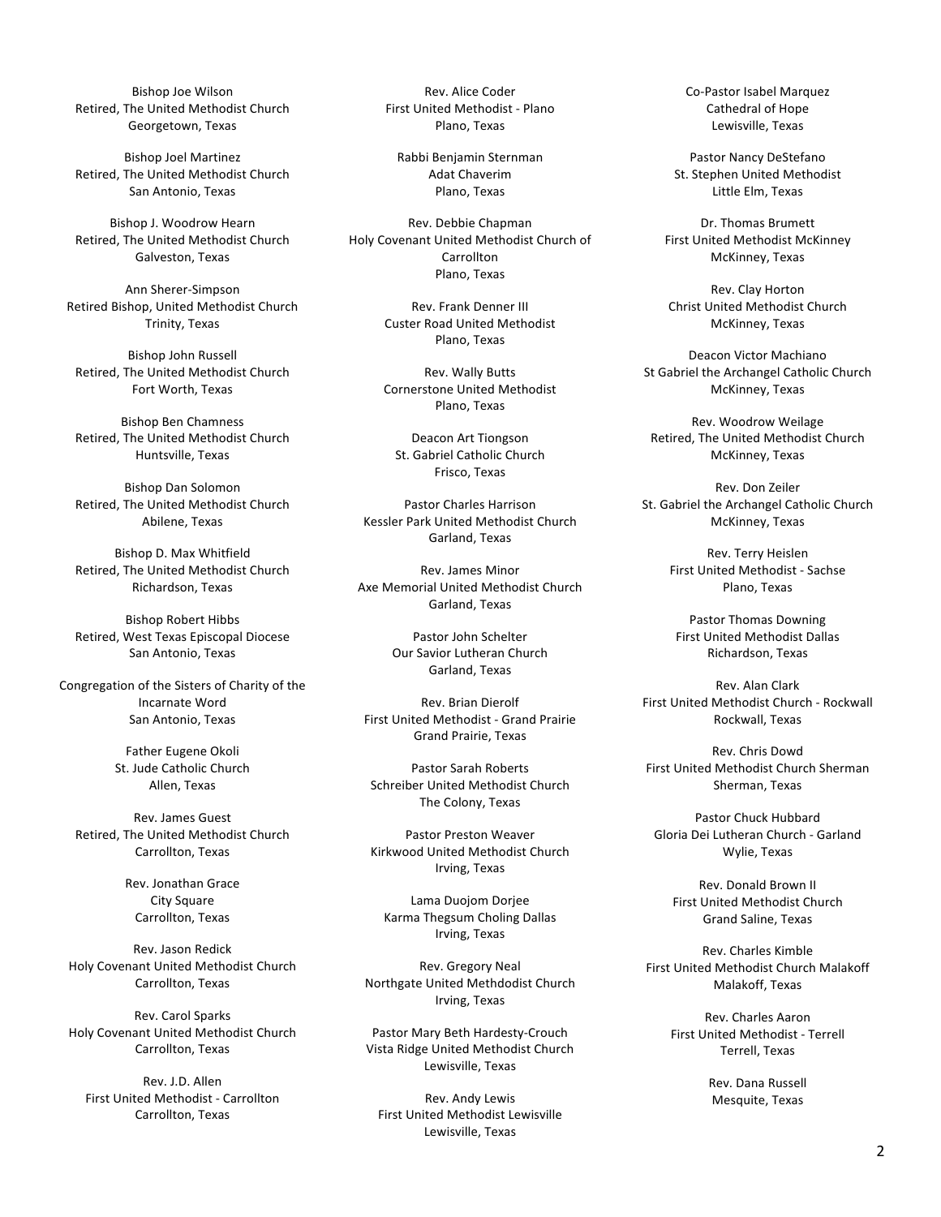Bishop Joe Wilson
Retired, The United Methodist Church
Georgetown, Texas

Bishop Joel Martinez
Retired, The United Methodist Church
San Antonio, Texas

Bishop J. Woodrow Hearn
Retired, The United Methodist Church
Galveston, Texas

Ann Sherer-Simpson
Retired Bishop, United Methodist Church
Trinity, Texas

Bishop John Russell
Retired, The United Methodist Church
Fort Worth, Texas

Bishop Ben Chamness
Retired, The United Methodist Church
Huntsville, Texas

Bishop Dan Solomon
Retired, The United Methodist Church
Abilene, Texas

Bishop D. Max Whitfield
Retired, The United Methodist Church
Richardson, Texas

Bishop Robert Hibbs
Retired, West Texas Episcopal Diocese
San Antonio, Texas

Congregation of the Sisters of Charity of the Incarnate Word
San Antonio, Texas

Father Eugene Okoli
St. Jude Catholic Church
Allen, Texas

Rev. James Guest
Retired, The United Methodist Church
Carrollton, Texas

Rev. Jonathan Grace
City Square
Carrollton, Texas

Rev. Jason Redick
Holy Covenant United Methodist Church
Carrollton, Texas

Rev. Carol Sparks
Holy Covenant United Methodist Church
Carrollton, Texas

Rev. J.D. Allen
First United Methodist - Carrollton
Carrollton, Texas

Rev. Alice Coder
First United Methodist - Plano
Plano, Texas

Rabbi Benjamin Sternman
Adat Chaverim
Plano, Texas

Rev. Debbie Chapman
Holy Covenant United Methodist Church of Carrollton
Plano, Texas

Rev. Frank Denner III
Custer Road United Methodist
Plano, Texas

Rev. Wally Butts
Cornerstone United Methodist
Plano, Texas

Deacon Art Tiongson
St. Gabriel Catholic Church
Frisco, Texas

Pastor Charles Harrison
Kessler Park United Methodist Church
Garland, Texas

Rev. James Minor
Axe Memorial United Methodist Church
Garland, Texas

Pastor John Schelter
Our Savior Lutheran Church
Garland, Texas

Rev. Brian Dierolf
First United Methodist - Grand Prairie
Grand Prairie, Texas

Pastor Sarah Roberts
Schreiber United Methodist Church
The Colony, Texas

Pastor Preston Weaver
Kirkwood United Methodist Church
Irving, Texas

Lama Duojom Dorjee
Karma Thegsum Choling Dallas
Irving, Texas

Rev. Gregory Neal
Northgate United Methdodist Church
Irving, Texas

Pastor Mary Beth Hardesty-Crouch
Vista Ridge United Methodist Church
Lewisville, Texas

Rev. Andy Lewis
First United Methodist Lewisville
Lewisville, Texas

Co-Pastor Isabel Marquez
Cathedral of Hope
Lewisville, Texas

Pastor Nancy DeStefano
St. Stephen United Methodist
Little Elm, Texas

Dr. Thomas Brumett
First United Methodist McKinney
McKinney, Texas

Rev. Clay Horton
Christ United Methodist Church
McKinney, Texas

Deacon Victor Machiano
St Gabriel the Archangel Catholic Church
McKinney, Texas

Rev. Woodrow Weilage
Retired, The United Methodist Church
McKinney, Texas

Rev. Don Zeiler
St. Gabriel the Archangel Catholic Church
McKinney, Texas

Rev. Terry Heislen
First United Methodist - Sachse
Plano, Texas

Pastor Thomas Downing
First United Methodist Dallas
Richardson, Texas

Rev. Alan Clark
First United Methodist Church - Rockwall
Rockwall, Texas

Rev. Chris Dowd
First United Methodist Church Sherman
Sherman, Texas

Pastor Chuck Hubbard
Gloria Dei Lutheran Church - Garland
Wylie, Texas

Rev. Donald Brown II
First United Methodist Church
Grand Saline, Texas

Rev. Charles Kimble
First United Methodist Church Malakoff
Malakoff, Texas

Rev. Charles Aaron
First United Methodist - Terrell
Terrell, Texas

Rev. Dana Russell
Mesquite, Texas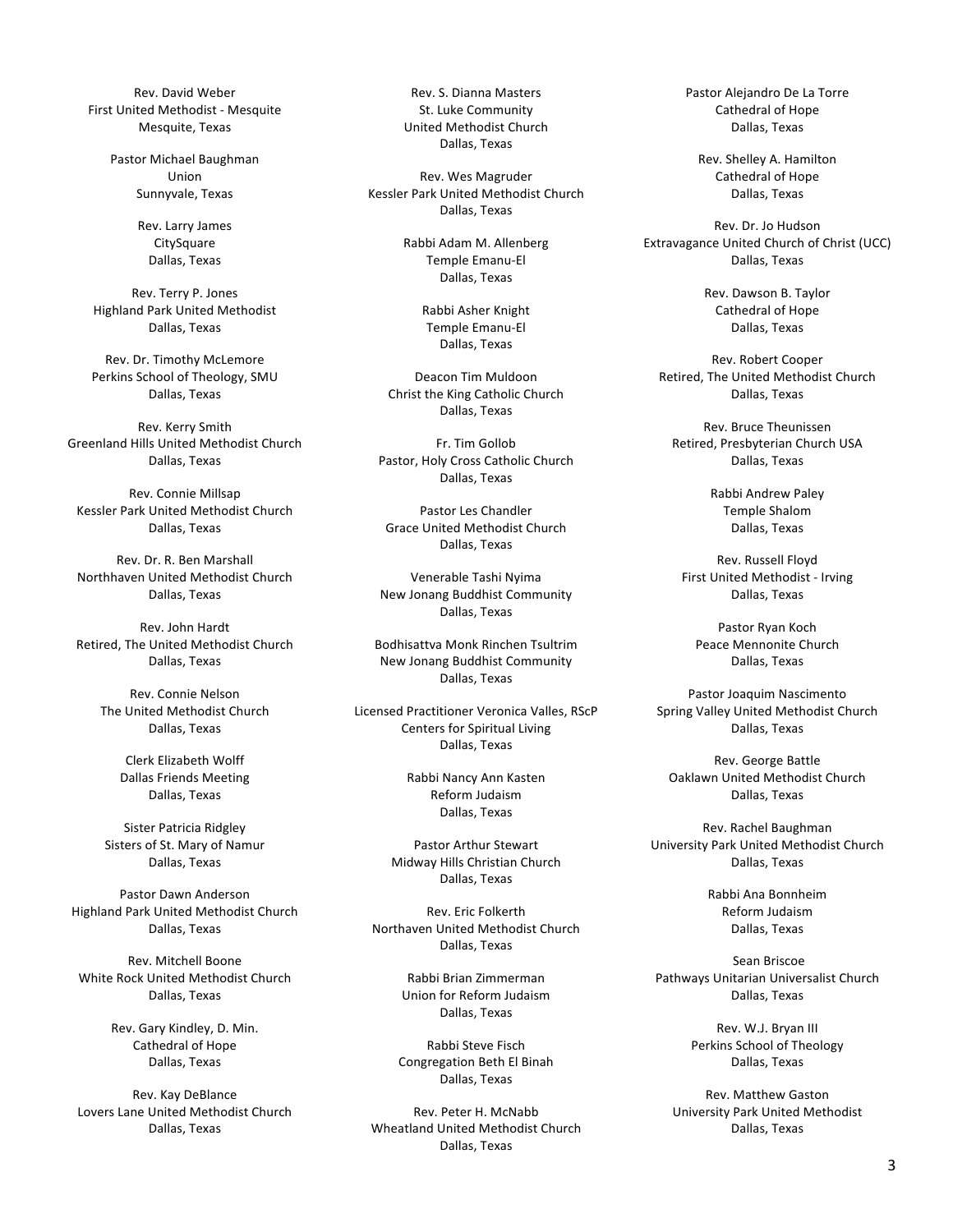Rev. David Weber
First United Methodist - Mesquite
Mesquite, Texas

Pastor Michael Baughman
Union
Sunnyvale, Texas

Rev. Larry James
CitySquare
Dallas, Texas

Rev. Terry P. Jones
Highland Park United Methodist
Dallas, Texas

Rev. Dr. Timothy McLemore
Perkins School of Theology, SMU
Dallas, Texas

Rev. Kerry Smith
Greenland Hills United Methodist Church
Dallas, Texas

Rev. Connie Millsap
Kessler Park United Methodist Church
Dallas, Texas

Rev. Dr. R. Ben Marshall
Northhaven United Methodist Church
Dallas, Texas

Rev. John Hardt
Retired, The United Methodist Church
Dallas, Texas

Rev. Connie Nelson
The United Methodist Church
Dallas, Texas

Clerk Elizabeth Wolff
Dallas Friends Meeting
Dallas, Texas

Sister Patricia Ridgley
Sisters of St. Mary of Namur
Dallas, Texas

Pastor Dawn Anderson
Highland Park United Methodist Church
Dallas, Texas

Rev. Mitchell Boone
White Rock United Methodist Church
Dallas, Texas

Rev. Gary Kindley, D. Min.
Cathedral of Hope
Dallas, Texas

Rev. Kay DeBlance
Lovers Lane United Methodist Church
Dallas, Texas

Rev. S. Dianna Masters
St. Luke Community
United Methodist Church
Dallas, Texas

Rev. Wes Magruder
Kessler Park United Methodist Church
Dallas, Texas

Rabbi Adam M. Allenberg
Temple Emanu-El
Dallas, Texas

Rabbi Asher Knight
Temple Emanu-El
Dallas, Texas

Deacon Tim Muldoon
Christ the King Catholic Church
Dallas, Texas

Fr. Tim Gollob
Pastor, Holy Cross Catholic Church
Dallas, Texas

Pastor Les Chandler
Grace United Methodist Church
Dallas, Texas

Venerable Tashi Nyima
New Jonang Buddhist Community
Dallas, Texas

Bodhisattva Monk Rinchen Tsultrim
New Jonang Buddhist Community
Dallas, Texas

Licensed Practitioner Veronica Valles, RScP
Centers for Spiritual Living
Dallas, Texas

Rabbi Nancy Ann Kasten
Reform Judaism
Dallas, Texas

Pastor Arthur Stewart
Midway Hills Christian Church
Dallas, Texas

Rev. Eric Folkerth
Northaven United Methodist Church
Dallas, Texas

Rabbi Brian Zimmerman
Union for Reform Judaism
Dallas, Texas

Rabbi Steve Fisch
Congregation Beth El Binah
Dallas, Texas

Rev. Peter H. McNabb
Wheatland United Methodist Church
Dallas, Texas

Pastor Alejandro De La Torre
Cathedral of Hope
Dallas, Texas

Rev. Shelley A. Hamilton
Cathedral of Hope
Dallas, Texas

Rev. Dr. Jo Hudson
Extravagance United Church of Christ (UCC)
Dallas, Texas

Rev. Dawson B. Taylor
Cathedral of Hope
Dallas, Texas

Rev. Robert Cooper
Retired, The United Methodist Church
Dallas, Texas

Rev. Bruce Theunissen
Retired, Presbyterian Church USA
Dallas, Texas

Rabbi Andrew Paley
Temple Shalom
Dallas, Texas

Rev. Russell Floyd
First United Methodist - Irving
Dallas, Texas

Pastor Ryan Koch
Peace Mennonite Church
Dallas, Texas

Pastor Joaquim Nascimento
Spring Valley United Methodist Church
Dallas, Texas

Rev. George Battle
Oaklawn United Methodist Church
Dallas, Texas

Rev. Rachel Baughman
University Park United Methodist Church
Dallas, Texas

Rabbi Ana Bonnheim
Reform Judaism
Dallas, Texas

Sean Briscoe
Pathways Unitarian Universalist Church
Dallas, Texas

Rev. W.J. Bryan III
Perkins School of Theology
Dallas, Texas

Rev. Matthew Gaston
University Park United Methodist
Dallas, Texas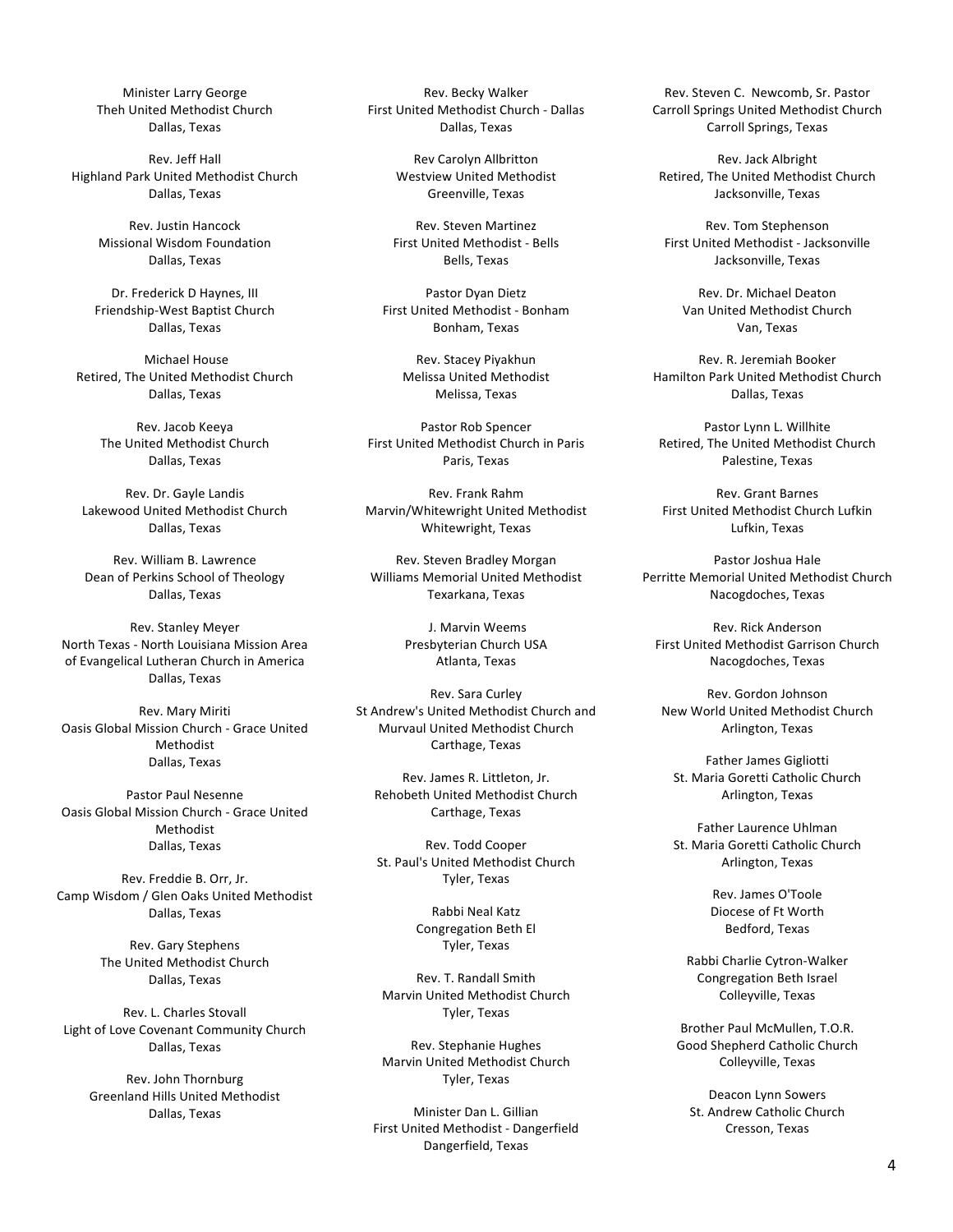Minister Larry George
Theh United Methodist Church
Dallas, Texas

Rev. Jeff Hall
Highland Park United Methodist Church
Dallas, Texas

Rev. Justin Hancock
Missional Wisdom Foundation
Dallas, Texas

Dr. Frederick D Haynes, III
Friendship-West Baptist Church
Dallas, Texas

Michael House
Retired, The United Methodist Church
Dallas, Texas

Rev. Jacob Keeya
The United Methodist Church
Dallas, Texas

Rev. Dr. Gayle Landis
Lakewood United Methodist Church
Dallas, Texas

Rev. William B. Lawrence
Dean of Perkins School of Theology
Dallas, Texas

Rev. Stanley Meyer
North Texas - North Louisiana Mission Area
of Evangelical Lutheran Church in America
Dallas, Texas

Rev. Mary Miriti
Oasis Global Mission Church - Grace United
Methodist
Dallas, Texas

Pastor Paul Nesenne
Oasis Global Mission Church - Grace United
Methodist
Dallas, Texas

Rev. Freddie B. Orr, Jr.
Camp Wisdom / Glen Oaks United Methodist
Dallas, Texas

Rev. Gary Stephens
The United Methodist Church
Dallas, Texas

Rev. L. Charles Stovall
Light of Love Covenant Community Church
Dallas, Texas

Rev. John Thornburg
Greenland Hills United Methodist
Dallas, Texas

Rev. Becky Walker
First United Methodist Church - Dallas
Dallas, Texas

Rev Carolyn Allbritton
Westview United Methodist
Greenville, Texas

Rev. Steven Martinez
First United Methodist - Bells
Bells, Texas

Pastor Dyan Dietz
First United Methodist - Bonham
Bonham, Texas

Rev. Stacey Piyakhun
Melissa United Methodist
Melissa, Texas

Pastor Rob Spencer
First United Methodist Church in Paris
Paris, Texas

Rev. Frank Rahm
Marvin/Whitewright United Methodist
Whitewright, Texas

Rev. Steven Bradley Morgan
Williams Memorial United Methodist
Texarkana, Texas

J. Marvin Weems
Presbyterian Church USA
Atlanta, Texas

Rev. Sara Curley
St Andrew's United Methodist Church and
Murvaul United Methodist Church
Carthage, Texas

Rev. James R. Littleton, Jr.
Rehobeth United Methodist Church
Carthage, Texas

Rev. Todd Cooper
St. Paul's United Methodist Church
Tyler, Texas

Rabbi Neal Katz
Congregation Beth El
Tyler, Texas

Rev. T. Randall Smith
Marvin United Methodist Church
Tyler, Texas

Rev. Stephanie Hughes
Marvin United Methodist Church
Tyler, Texas

Minister Dan L. Gillian
First United Methodist - Dangerfield
Dangerfield, Texas

Rev. Steven C. Newcomb, Sr. Pastor
Carroll Springs United Methodist Church
Carroll Springs, Texas

Rev. Jack Albright
Retired, The United Methodist Church
Jacksonville, Texas

Rev. Tom Stephenson
First United Methodist - Jacksonville
Jacksonville, Texas

Rev. Dr. Michael Deaton
Van United Methodist Church
Van, Texas

Rev. R. Jeremiah Booker
Hamilton Park United Methodist Church
Dallas, Texas

Pastor Lynn L. Willhite
Retired, The United Methodist Church
Palestine, Texas

Rev. Grant Barnes
First United Methodist Church Lufkin
Lufkin, Texas

Pastor Joshua Hale
Perritte Memorial United Methodist Church
Nacogdoches, Texas

Rev. Rick Anderson
First United Methodist Garrison Church
Nacogdoches, Texas

Rev. Gordon Johnson
New World United Methodist Church
Arlington, Texas

Father James Gigliotti
St. Maria Goretti Catholic Church
Arlington, Texas

Father Laurence Uhlman
St. Maria Goretti Catholic Church
Arlington, Texas

Rev. James O'Toole
Diocese of Ft Worth
Bedford, Texas

Rabbi Charlie Cytron-Walker
Congregation Beth Israel
Colleyville, Texas

Brother Paul McMullen, T.O.R.
Good Shepherd Catholic Church
Colleyville, Texas

Deacon Lynn Sowers
St. Andrew Catholic Church
Cresson, Texas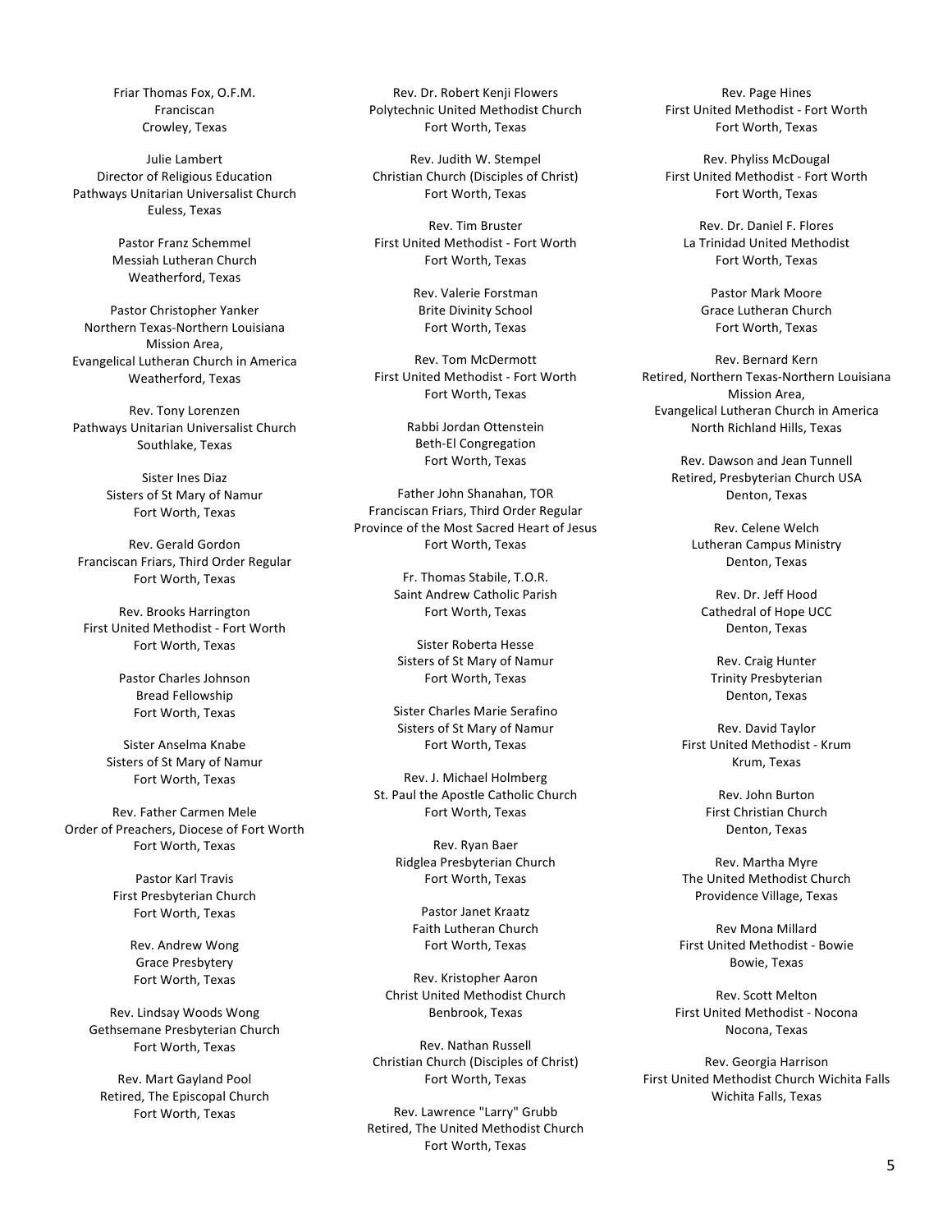Friar Thomas Fox, O.F.M.
Franciscan
Crowley, Texas

Julie Lambert
Director of Religious Education
Pathways Unitarian Universalist Church
Euless, Texas

Pastor Franz Schemmel
Messiah Lutheran Church
Weatherford, Texas

Pastor Christopher Yanker
Northern Texas-Northern Louisiana
Mission Area,
Evangelical Lutheran Church in America
Weatherford, Texas

Rev. Tony Lorenzen
Pathways Unitarian Universalist Church
Southlake, Texas

Sister Ines Diaz
Sisters of St Mary of Namur
Fort Worth, Texas

Rev. Gerald Gordon
Franciscan Friars, Third Order Regular
Fort Worth, Texas

Rev. Brooks Harrington
First United Methodist - Fort Worth
Fort Worth, Texas

Pastor Charles Johnson
Bread Fellowship
Fort Worth, Texas

Sister Anselma Knabe
Sisters of St Mary of Namur
Fort Worth, Texas

Rev. Father Carmen Mele
Order of Preachers, Diocese of Fort Worth
Fort Worth, Texas

Pastor Karl Travis
First Presbyterian Church
Fort Worth, Texas

Rev. Andrew Wong
Grace Presbytery
Fort Worth, Texas

Rev. Lindsay Woods Wong
Gethsemane Presbyterian Church
Fort Worth, Texas

Rev. Mart Gayland Pool
Retired, The Episcopal Church
Fort Worth, Texas

Rev. Dr. Robert Kenji Flowers
Polytechnic United Methodist Church
Fort Worth, Texas

Rev. Judith W. Stempel
Christian Church (Disciples of Christ)
Fort Worth, Texas

Rev. Tim Bruster
First United Methodist - Fort Worth
Fort Worth, Texas

Rev. Valerie Forstman
Brite Divinity School
Fort Worth, Texas

Rev. Tom McDermott
First United Methodist - Fort Worth
Fort Worth, Texas

Rabbi Jordan Ottenstein
Beth-El Congregation
Fort Worth, Texas

Father John Shanahan, TOR
Franciscan Friars, Third Order Regular
Province of the Most Sacred Heart of Jesus
Fort Worth, Texas

Fr. Thomas Stabile, T.O.R.
Saint Andrew Catholic Parish
Fort Worth, Texas

Sister Roberta Hesse
Sisters of St Mary of Namur
Fort Worth, Texas

Sister Charles Marie Serafino
Sisters of St Mary of Namur
Fort Worth, Texas

Rev. J. Michael Holmberg
St. Paul the Apostle Catholic Church
Fort Worth, Texas

Rev. Ryan Baer
Ridglea Presbyterian Church
Fort Worth, Texas

Pastor Janet Kraatz
Faith Lutheran Church
Fort Worth, Texas

Rev. Kristopher Aaron
Christ United Methodist Church
Benbrook, Texas

Rev. Nathan Russell
Christian Church (Disciples of Christ)
Fort Worth, Texas

Rev. Lawrence "Larry" Grubb
Retired, The United Methodist Church
Fort Worth, Texas

Rev. Page Hines
First United Methodist - Fort Worth
Fort Worth, Texas

Rev. Phyliss McDougal
First United Methodist - Fort Worth
Fort Worth, Texas

Rev. Dr. Daniel F. Flores
La Trinidad United Methodist
Fort Worth, Texas

Pastor Mark Moore
Grace Lutheran Church
Fort Worth, Texas

Rev. Bernard Kern
Retired, Northern Texas-Northern Louisiana
Mission Area,
Evangelical Lutheran Church in America
North Richland Hills, Texas

Rev. Dawson and Jean Tunnell
Retired, Presbyterian Church USA
Denton, Texas

Rev. Celene Welch
Lutheran Campus Ministry
Denton, Texas

Rev. Dr. Jeff Hood
Cathedral of Hope UCC
Denton, Texas

Rev. Craig Hunter
Trinity Presbyterian
Denton, Texas

Rev. David Taylor
First United Methodist - Krum
Krum, Texas

Rev. John Burton
First Christian Church
Denton, Texas

Rev. Martha Myre
The United Methodist Church
Providence Village, Texas

Rev Mona Millard
First United Methodist - Bowie
Bowie, Texas

Rev. Scott Melton
First United Methodist - Nocona
Nocona, Texas

Rev. Georgia Harrison
First United Methodist Church Wichita Falls
Wichita Falls, Texas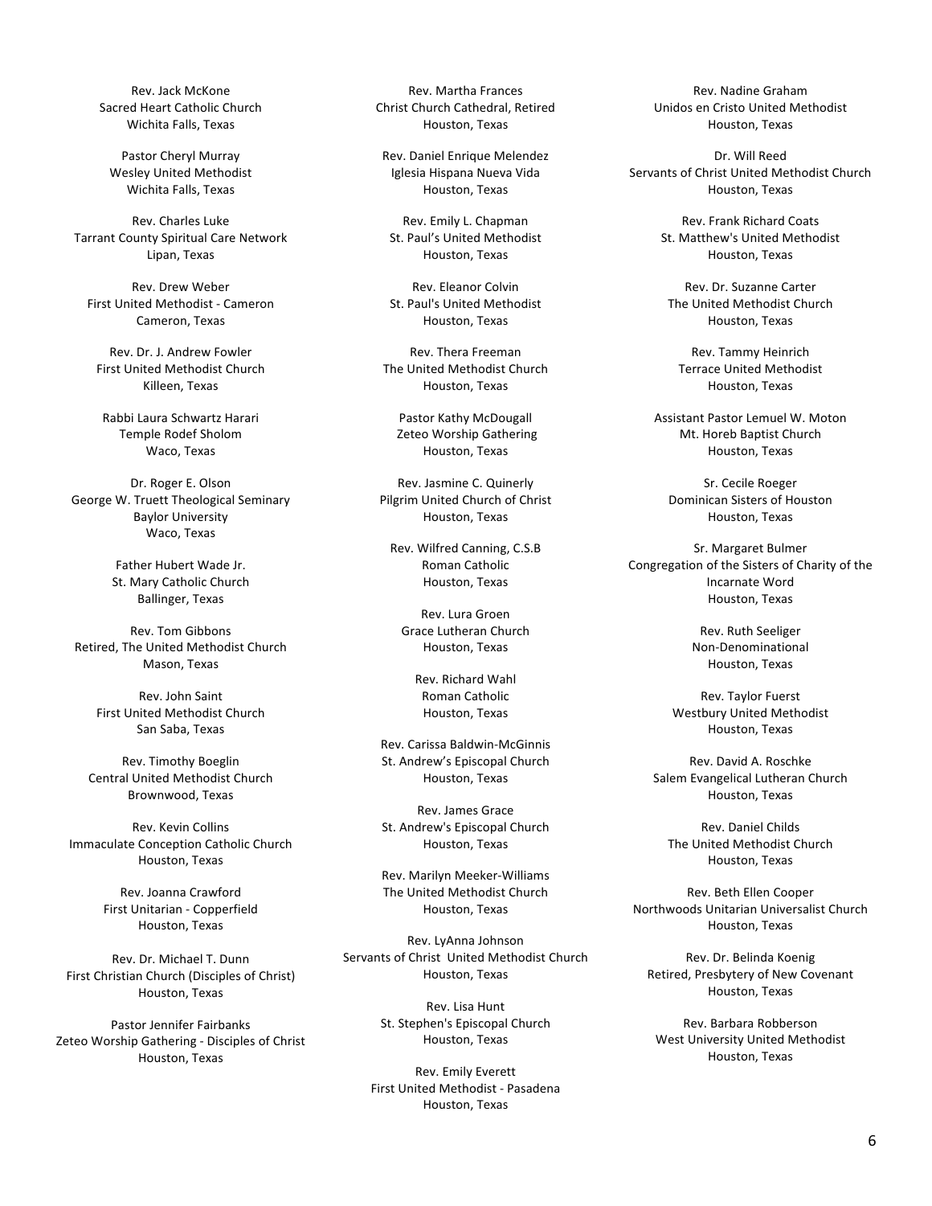Rev. Jack McKone
Sacred Heart Catholic Church
Wichita Falls, Texas

Pastor Cheryl Murray
Wesley United Methodist
Wichita Falls, Texas

Rev. Charles Luke
Tarrant County Spiritual Care Network
Lipan, Texas

Rev. Drew Weber
First United Methodist - Cameron
Cameron, Texas

Rev. Dr. J. Andrew Fowler
First United Methodist Church
Killeen, Texas

Rabbi Laura Schwartz Harari
Temple Rodef Sholom
Waco, Texas

Dr. Roger E. Olson
George W. Truett Theological Seminary
Baylor University
Waco, Texas

Father Hubert Wade Jr.
St. Mary Catholic Church
Ballinger, Texas

Rev. Tom Gibbons
Retired, The United Methodist Church
Mason, Texas

Rev. John Saint
First United Methodist Church
San Saba, Texas

Rev. Timothy Boeglin
Central United Methodist Church
Brownwood, Texas

Rev. Kevin Collins
Immaculate Conception Catholic Church
Houston, Texas

Rev. Joanna Crawford
First Unitarian - Copperfield
Houston, Texas

Rev. Dr. Michael T. Dunn
First Christian Church (Disciples of Christ)
Houston, Texas

Pastor Jennifer Fairbanks
Zeteo Worship Gathering - Disciples of Christ
Houston, Texas

Rev. Martha Frances
Christ Church Cathedral, Retired
Houston, Texas

Rev. Daniel Enrique Melendez
Iglesia Hispana Nueva Vida
Houston, Texas

Rev. Emily L. Chapman
St. Paul's United Methodist
Houston, Texas

Rev. Eleanor Colvin
St. Paul's United Methodist
Houston, Texas

Rev. Thera Freeman
The United Methodist Church
Houston, Texas

Pastor Kathy McDougall
Zeteo Worship Gathering
Houston, Texas

Rev. Jasmine C. Quinerly
Pilgrim United Church of Christ
Houston, Texas

Rev. Wilfred Canning, C.S.B
Roman Catholic
Houston, Texas

Rev. Lura Groen
Grace Lutheran Church
Houston, Texas

Rev. Richard Wahl
Roman Catholic
Houston, Texas

Rev. Carissa Baldwin-McGinnis
St. Andrew's Episcopal Church
Houston, Texas

Rev. James Grace
St. Andrew's Episcopal Church
Houston, Texas

Rev. Marilyn Meeker-Williams
The United Methodist Church
Houston, Texas

Rev. LyAnna Johnson
Servants of Christ United Methodist Church
Houston, Texas

Rev. Lisa Hunt
St. Stephen's Episcopal Church
Houston, Texas

Rev. Emily Everett
First United Methodist - Pasadena
Houston, Texas

Rev. Nadine Graham
Unidos en Cristo United Methodist
Houston, Texas

Dr. Will Reed
Servants of Christ United Methodist Church
Houston, Texas

Rev. Frank Richard Coats
St. Matthew's United Methodist
Houston, Texas

Rev. Dr. Suzanne Carter
The United Methodist Church
Houston, Texas

Rev. Tammy Heinrich
Terrace United Methodist
Houston, Texas

Assistant Pastor Lemuel W. Moton
Mt. Horeb Baptist Church
Houston, Texas

Sr. Cecile Roeger
Dominican Sisters of Houston
Houston, Texas

Sr. Margaret Bulmer
Congregation of the Sisters of Charity of the Incarnate Word
Houston, Texas

Rev. Ruth Seeliger
Non-Denominational
Houston, Texas

Rev. Taylor Fuerst
Westbury United Methodist
Houston, Texas

Rev. David A. Roschke
Salem Evangelical Lutheran Church
Houston, Texas

Rev. Daniel Childs
The United Methodist Church
Houston, Texas

Rev. Beth Ellen Cooper
Northwoods Unitarian Universalist Church
Houston, Texas

Rev. Dr. Belinda Koenig
Retired, Presbytery of New Covenant
Houston, Texas

Rev. Barbara Robberson
West University United Methodist
Houston, Texas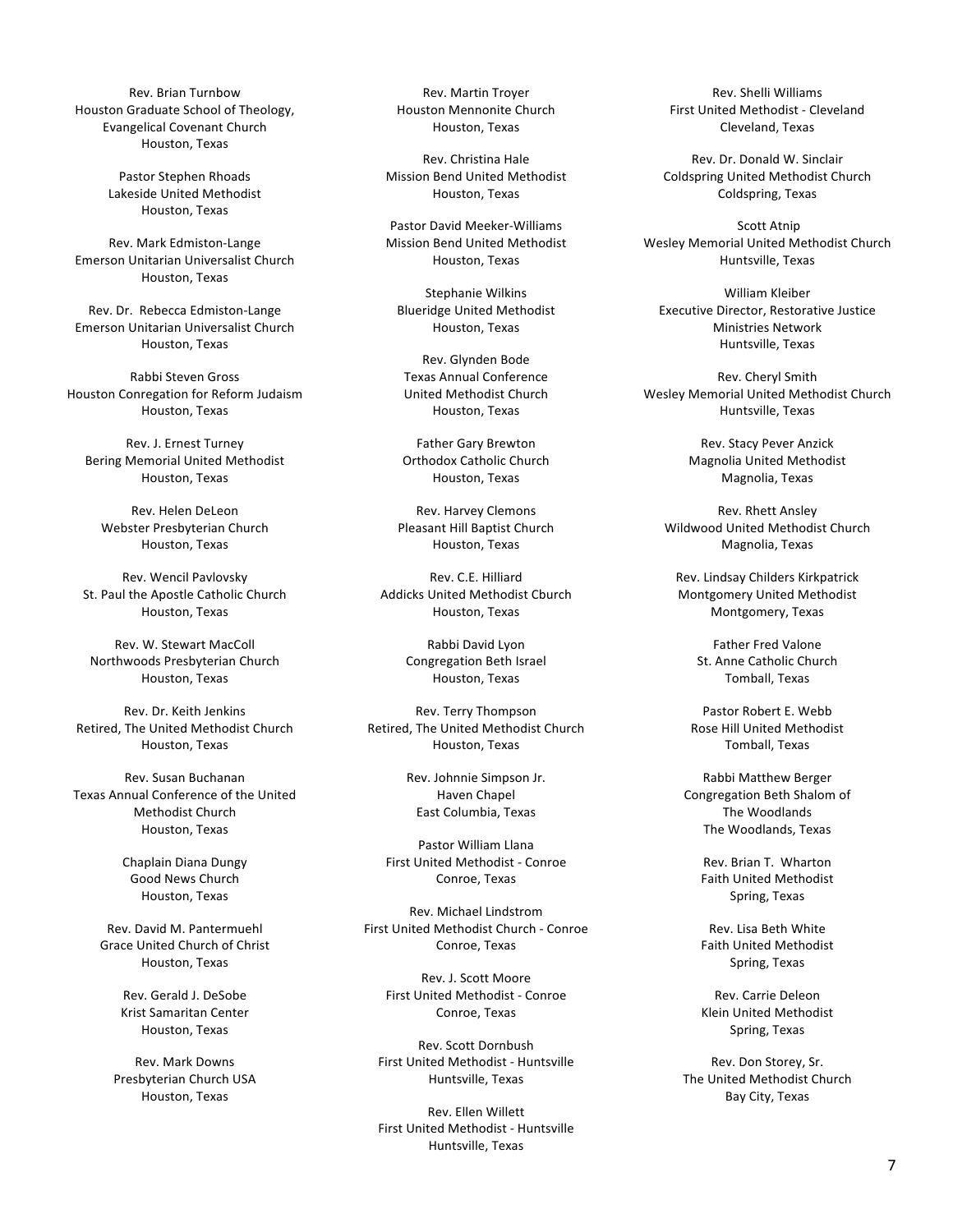Rev. Brian Turnbow
Houston Graduate School of Theology,
Evangelical Covenant Church
Houston, Texas

Pastor Stephen Rhoads
Lakeside United Methodist
Houston, Texas

Rev. Mark Edmiston-Lange
Emerson Unitarian Universalist Church
Houston, Texas

Rev. Dr. Rebecca Edmiston-Lange
Emerson Unitarian Universalist Church
Houston, Texas

Rabbi Steven Gross
Houston Conregation for Reform Judaism
Houston, Texas

Rev. J. Ernest Turney
Bering Memorial United Methodist
Houston, Texas

Rev. Helen DeLeon
Webster Presbyterian Church
Houston, Texas

Rev. Wencil Pavlovsky
St. Paul the Apostle Catholic Church
Houston, Texas

Rev. W. Stewart MacColl
Northwoods Presbyterian Church
Houston, Texas

Rev. Dr. Keith Jenkins
Retired, The United Methodist Church
Houston, Texas

Rev. Susan Buchanan
Texas Annual Conference of the United
Methodist Church
Houston, Texas

Chaplain Diana Dungy
Good News Church
Houston, Texas

Rev. David M. Pantermuehl
Grace United Church of Christ
Houston, Texas

Rev. Gerald J. DeSobe
Krist Samaritan Center
Houston, Texas

Rev. Mark Downs
Presbyterian Church USA
Houston, Texas

Rev. Martin Troyer
Houston Mennonite Church
Houston, Texas

Rev. Christina Hale
Mission Bend United Methodist
Houston, Texas

Pastor David Meeker-Williams
Mission Bend United Methodist
Houston, Texas

Stephanie Wilkins
Blueridge United Methodist
Houston, Texas

Rev. Glynden Bode
Texas Annual Conference
United Methodist Church
Houston, Texas

Father Gary Brewton
Orthodox Catholic Church
Houston, Texas

Rev. Harvey Clemons
Pleasant Hill Baptist Church
Houston, Texas

Rev. C.E. Hilliard
Addicks United Methodist Cburch
Houston, Texas

Rabbi David Lyon
Congregation Beth Israel
Houston, Texas

Rev. Terry Thompson
Retired, The United Methodist Church
Houston, Texas

Rev. Johnnie Simpson Jr.
Haven Chapel
East Columbia, Texas

Pastor William Llana
First United Methodist - Conroe
Conroe, Texas

Rev. Michael Lindstrom
First United Methodist Church - Conroe
Conroe, Texas

Rev. J. Scott Moore
First United Methodist - Conroe
Conroe, Texas

Rev. Scott Dornbush
First United Methodist - Huntsville
Huntsville, Texas

Rev. Ellen Willett
First United Methodist - Huntsville
Huntsville, Texas

Rev. Shelli Williams
First United Methodist - Cleveland
Cleveland, Texas

Rev. Dr. Donald W. Sinclair
Coldspring United Methodist Church
Coldspring, Texas

Scott Atnip
Wesley Memorial United Methodist Church
Huntsville, Texas

William Kleiber
Executive Director, Restorative Justice
Ministries Network
Huntsville, Texas

Rev. Cheryl Smith
Wesley Memorial United Methodist Church
Huntsville, Texas

Rev. Stacy Pever Anzick
Magnolia United Methodist
Magnolia, Texas

Rev. Rhett Ansley
Wildwood United Methodist Church
Magnolia, Texas

Rev. Lindsay Childers Kirkpatrick
Montgomery United Methodist
Montgomery, Texas

Father Fred Valone
St. Anne Catholic Church
Tomball, Texas

Pastor Robert E. Webb
Rose Hill United Methodist
Tomball, Texas

Rabbi Matthew Berger
Congregation Beth Shalom of
The Woodlands
The Woodlands, Texas

Rev. Brian T. Wharton
Faith United Methodist
Spring, Texas

Rev. Lisa Beth White
Faith United Methodist
Spring, Texas

Rev. Carrie Deleon
Klein United Methodist
Spring, Texas

Rev. Don Storey, Sr.
The United Methodist Church
Bay City, Texas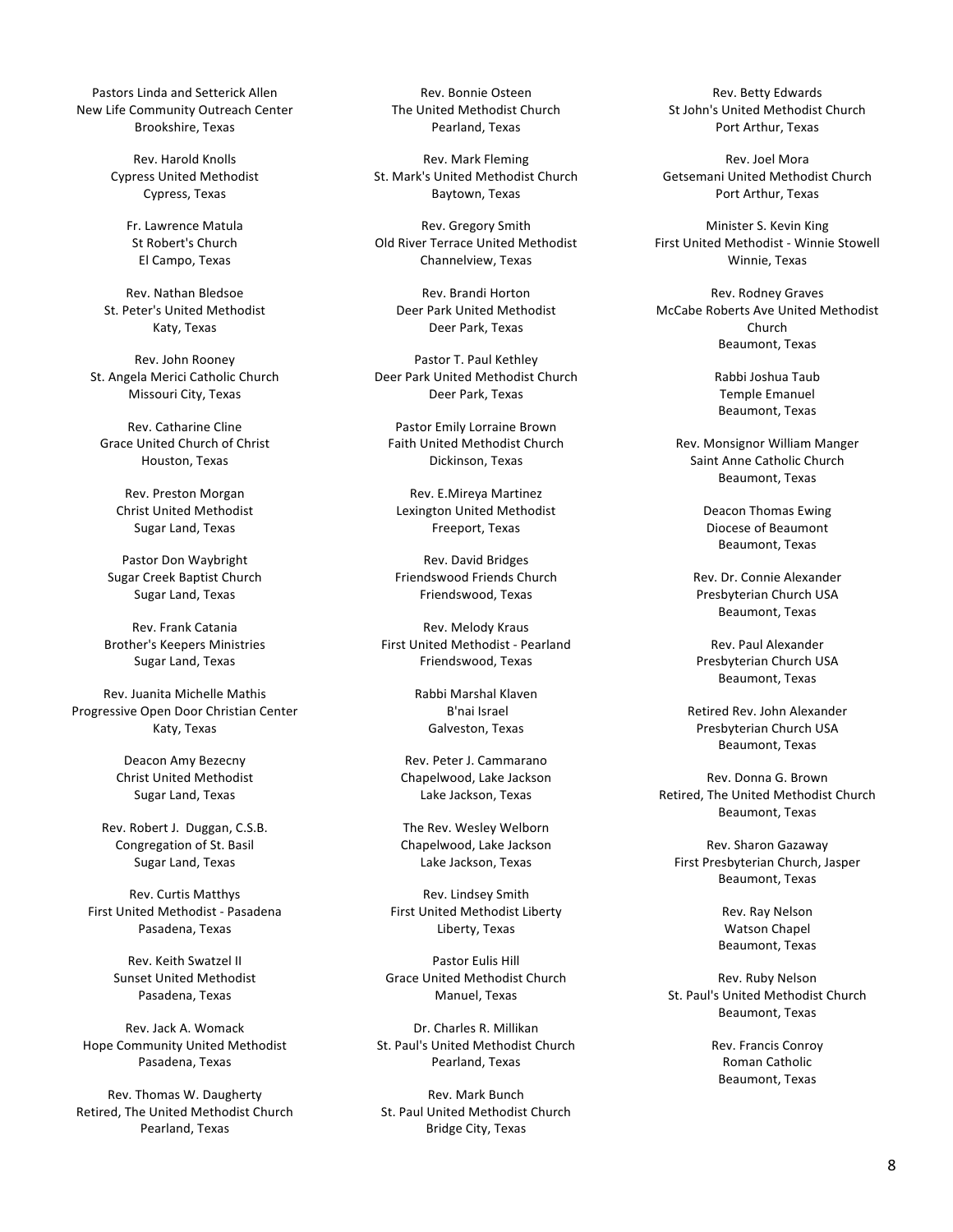Pastors Linda and Setterick Allen
New Life Community Outreach Center
Brookshire, Texas

Rev. Harold Knolls
Cypress United Methodist
Cypress, Texas

Fr. Lawrence Matula
St Robert's Church
El Campo, Texas

Rev. Nathan Bledsoe
St. Peter's United Methodist
Katy, Texas

Rev. John Rooney
St. Angela Merici Catholic Church
Missouri City, Texas

Rev. Catharine Cline
Grace United Church of Christ
Houston, Texas

Rev. Preston Morgan
Christ United Methodist
Sugar Land, Texas

Pastor Don Waybright
Sugar Creek Baptist Church
Sugar Land, Texas

Rev. Frank Catania
Brother's Keepers Ministries
Sugar Land, Texas

Rev. Juanita Michelle Mathis
Progressive Open Door Christian Center
Katy, Texas

Deacon Amy Bezecny
Christ United Methodist
Sugar Land, Texas

Rev. Robert J. Duggan, C.S.B.
Congregation of St. Basil
Sugar Land, Texas

Rev. Curtis Matthys
First United Methodist - Pasadena
Pasadena, Texas

Rev. Keith Swatzel II
Sunset United Methodist
Pasadena, Texas

Rev. Jack A. Womack
Hope Community United Methodist
Pasadena, Texas

Rev. Thomas W. Daugherty
Retired, The United Methodist Church
Pearland, Texas

Rev. Bonnie Osteen
The United Methodist Church
Pearland, Texas

Rev. Mark Fleming
St. Mark's United Methodist Church
Baytown, Texas

Rev. Gregory Smith
Old River Terrace United Methodist
Channelview, Texas

Rev. Brandi Horton
Deer Park United Methodist
Deer Park, Texas

Pastor T. Paul Kethley
Deer Park United Methodist Church
Deer Park, Texas

Pastor Emily Lorraine Brown
Faith United Methodist Church
Dickinson, Texas

Rev. E.Mireya Martinez
Lexington United Methodist
Freeport, Texas

Rev. David Bridges
Friendswood Friends Church
Friendswood, Texas

Rev. Melody Kraus
First United Methodist - Pearland
Friendswood, Texas

Rabbi Marshal Klaven
B'nai Israel
Galveston, Texas

Rev. Peter J. Cammarano
Chapelwood, Lake Jackson
Lake Jackson, Texas

The Rev. Wesley Welborn
Chapelwood, Lake Jackson
Lake Jackson, Texas

Rev. Lindsey Smith
First United Methodist Liberty
Liberty, Texas

Pastor Eulis Hill
Grace United Methodist Church
Manuel, Texas

Dr. Charles R. Millikan
St. Paul's United Methodist Church
Pearland, Texas

Rev. Mark Bunch
St. Paul United Methodist Church
Bridge City, Texas

Rev. Betty Edwards
St John's United Methodist Church
Port Arthur, Texas

Rev. Joel Mora
Getsemani United Methodist Church
Port Arthur, Texas

Minister S. Kevin King
First United Methodist - Winnie Stowell
Winnie, Texas

Rev. Rodney Graves
McCabe Roberts Ave United Methodist Church
Beaumont, Texas

Rabbi Joshua Taub
Temple Emanuel
Beaumont, Texas

Rev. Monsignor William Manger
Saint Anne Catholic Church
Beaumont, Texas

Deacon Thomas Ewing
Diocese of Beaumont
Beaumont, Texas

Rev. Dr. Connie Alexander
Presbyterian Church USA
Beaumont, Texas

Rev. Paul Alexander
Presbyterian Church USA
Beaumont, Texas

Retired Rev. John Alexander
Presbyterian Church USA
Beaumont, Texas

Rev. Donna G. Brown
Retired, The United Methodist Church
Beaumont, Texas

Rev. Sharon Gazaway
First Presbyterian Church, Jasper
Beaumont, Texas

Rev. Ray Nelson
Watson Chapel
Beaumont, Texas

Rev. Ruby Nelson
St. Paul's United Methodist Church
Beaumont, Texas

Rev. Francis Conroy
Roman Catholic
Beaumont, Texas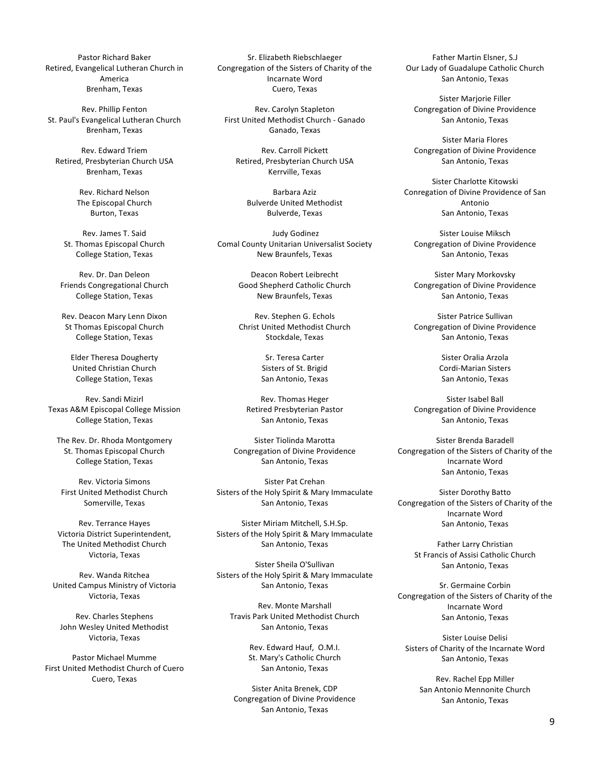Pastor Richard Baker
Retired, Evangelical Lutheran Church in America
Brenham, Texas

Rev. Phillip Fenton
St. Paul's Evangelical Lutheran Church
Brenham, Texas

Rev. Edward Triem
Retired, Presbyterian Church USA
Brenham, Texas

Rev. Richard Nelson
The Episcopal Church
Burton, Texas

Rev. James T. Said
St. Thomas Episcopal Church
College Station, Texas

Rev. Dr. Dan Deleon
Friends Congregational Church
College Station, Texas

Rev. Deacon Mary Lenn Dixon
St Thomas Episcopal Church
College Station, Texas

Elder Theresa Dougherty
United Christian Church
College Station, Texas

Rev. Sandi Mizirl
Texas A&M Episcopal College Mission
College Station, Texas

The Rev. Dr. Rhoda Montgomery
St. Thomas Episcopal Church
College Station, Texas

Rev. Victoria Simons
First United Methodist Church
Somerville, Texas

Rev. Terrance Hayes
Victoria District Superintendent,
The United Methodist Church
Victoria, Texas

Rev. Wanda Ritchea
United Campus Ministry of Victoria
Victoria, Texas

Rev. Charles Stephens
John Wesley United Methodist
Victoria, Texas

Pastor Michael Mumme
First United Methodist Church of Cuero
Cuero, Texas

Sr. Elizabeth Riebschlaeger
Congregation of the Sisters of Charity of the Incarnate Word
Cuero, Texas

Rev. Carolyn Stapleton
First United Methodist Church - Ganado
Ganado, Texas

Rev. Carroll Pickett
Retired, Presbyterian Church USA
Kerrville, Texas

Barbara Aziz
Bulverde United Methodist
Bulverde, Texas

Judy Godinez
Comal County Unitarian Universalist Society
New Braunfels, Texas

Deacon Robert Leibrecht
Good Shepherd Catholic Church
New Braunfels, Texas

Rev. Stephen G. Echols
Christ United Methodist Church
Stockdale, Texas

Sr. Teresa Carter
Sisters of St. Brigid
San Antonio, Texas

Rev. Thomas Heger
Retired Presbyterian Pastor
San Antonio, Texas

Sister Tiolinda Marotta
Congregation of Divine Providence
San Antonio, Texas

Sister Pat Crehan
Sisters of the Holy Spirit & Mary Immaculate
San Antonio, Texas

Sister Miriam Mitchell, S.H.Sp.
Sisters of the Holy Spirit & Mary Immaculate
San Antonio, Texas

Sister Sheila O'Sullivan
Sisters of the Holy Spirit & Mary Immaculate
San Antonio, Texas

Rev. Monte Marshall
Travis Park United Methodist Church
San Antonio, Texas

Rev. Edward Hauf, O.M.I.
St. Mary's Catholic Church
San Antonio, Texas

Sister Anita Brenek, CDP
Congregation of Divine Providence
San Antonio, Texas

Father Martin Elsner, S.J
Our Lady of Guadalupe Catholic Church
San Antonio, Texas

Sister Marjorie Filler
Congregation of Divine Providence
San Antonio, Texas

Sister Maria Flores
Congregation of Divine Providence
San Antonio, Texas

Sister Charlotte Kitowski
Conregation of Divine Providence of San Antonio
San Antonio, Texas

Sister Louise Miksch
Congregation of Divine Providence
San Antonio, Texas

Sister Mary Morkovsky
Congregation of Divine Providence
San Antonio, Texas

Sister Patrice Sullivan
Congregation of Divine Providence
San Antonio, Texas

Sister Oralia Arzola
Cordi-Marian Sisters
San Antonio, Texas

Sister Isabel Ball
Congregation of Divine Providence
San Antonio, Texas

Sister Brenda Baradell
Congregation of the Sisters of Charity of the Incarnate Word
San Antonio, Texas

Sister Dorothy Batto
Congregation of the Sisters of Charity of the Incarnate Word
San Antonio, Texas

Father Larry Christian
St Francis of Assisi Catholic Church
San Antonio, Texas

Sr. Germaine Corbin
Congregation of the Sisters of Charity of the Incarnate Word
San Antonio, Texas

Sister Louise Delisi
Sisters of Charity of the Incarnate Word
San Antonio, Texas

Rev. Rachel Epp Miller
San Antonio Mennonite Church
San Antonio, Texas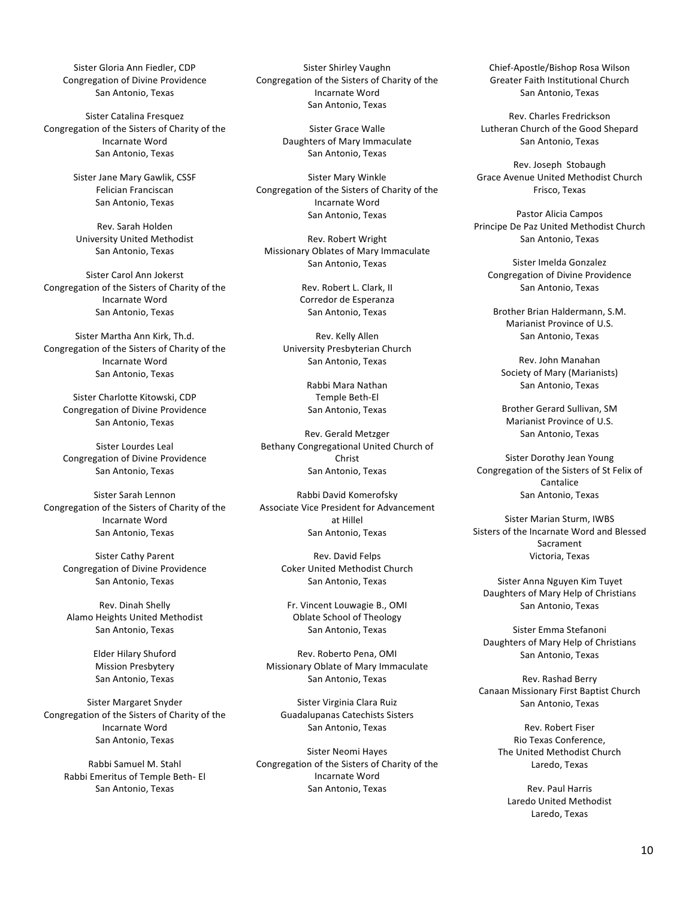Sister Gloria Ann Fiedler, CDP
Congregation of Divine Providence
San Antonio, Texas

Sister Catalina Fresquez
Congregation of the Sisters of Charity of the Incarnate Word
San Antonio, Texas

Sister Jane Mary Gawlik, CSSF
Felician Franciscan
San Antonio, Texas

Rev. Sarah Holden
University United Methodist
San Antonio, Texas

Sister Carol Ann Jokerst
Congregation of the Sisters of Charity of the Incarnate Word
San Antonio, Texas

Sister Martha Ann Kirk, Th.d.
Congregation of the Sisters of Charity of the Incarnate Word
San Antonio, Texas

Sister Charlotte Kitowski, CDP
Congregation of Divine Providence
San Antonio, Texas

Sister Lourdes Leal
Congregation of Divine Providence
San Antonio, Texas

Sister Sarah Lennon
Congregation of the Sisters of Charity of the Incarnate Word
San Antonio, Texas

Sister Cathy Parent
Congregation of Divine Providence
San Antonio, Texas

Rev. Dinah Shelly
Alamo Heights United Methodist
San Antonio, Texas

Elder Hilary Shuford
Mission Presbytery
San Antonio, Texas

Sister Margaret Snyder
Congregation of the Sisters of Charity of the Incarnate Word
San Antonio, Texas

Rabbi Samuel M. Stahl
Rabbi Emeritus of Temple Beth- El
San Antonio, Texas

Sister Shirley Vaughn
Congregation of the Sisters of Charity of the Incarnate Word
San Antonio, Texas

Sister Grace Walle
Daughters of Mary Immaculate
San Antonio, Texas

Sister Mary Winkle
Congregation of the Sisters of Charity of the Incarnate Word
San Antonio, Texas

Rev. Robert Wright
Missionary Oblates of Mary Immaculate
San Antonio, Texas

Rev. Robert L. Clark, II
Corredor de Esperanza
San Antonio, Texas

Rev. Kelly Allen
University Presbyterian Church
San Antonio, Texas

Rabbi Mara Nathan
Temple Beth-El
San Antonio, Texas

Rev. Gerald Metzger
Bethany Congregational United Church of Christ
San Antonio, Texas

Rabbi David Komerofsky
Associate Vice President for Advancement at Hillel
San Antonio, Texas

Rev. David Felps
Coker United Methodist Church
San Antonio, Texas

Fr. Vincent Louwagie B., OMI
Oblate School of Theology
San Antonio, Texas

Rev. Roberto Pena, OMI
Missionary Oblate of Mary Immaculate
San Antonio, Texas

Sister Virginia Clara Ruiz
Guadalupanas Catechists Sisters
San Antonio, Texas

Sister Neomi Hayes
Congregation of the Sisters of Charity of the Incarnate Word
San Antonio, Texas

Chief-Apostle/Bishop Rosa Wilson
Greater Faith Institutional Church
San Antonio, Texas

Rev. Charles Fredrickson
Lutheran Church of the Good Shepard
San Antonio, Texas

Rev. Joseph Stobaugh
Grace Avenue United Methodist Church
Frisco, Texas

Pastor Alicia Campos
Principe De Paz United Methodist Church
San Antonio, Texas

Sister Imelda Gonzalez
Congregation of Divine Providence
San Antonio, Texas

Brother Brian Haldermann, S.M.
Marianist Province of U.S.
San Antonio, Texas

Rev. John Manahan
Society of Mary (Marianists)
San Antonio, Texas

Brother Gerard Sullivan, SM
Marianist Province of U.S.
San Antonio, Texas

Sister Dorothy Jean Young
Congregation of the Sisters of St Felix of Cantalice
San Antonio, Texas

Sister Marian Sturm, IWBS
Sisters of the Incarnate Word and Blessed Sacrament
Victoria, Texas

Sister Anna Nguyen Kim Tuyet
Daughters of Mary Help of Christians
San Antonio, Texas

Sister Emma Stefanoni
Daughters of Mary Help of Christians
San Antonio, Texas

Rev. Rashad Berry
Canaan Missionary First Baptist Church
San Antonio, Texas

Rev. Robert Fiser
Rio Texas Conference,
The United Methodist Church
Laredo, Texas

Rev. Paul Harris
Laredo United Methodist
Laredo, Texas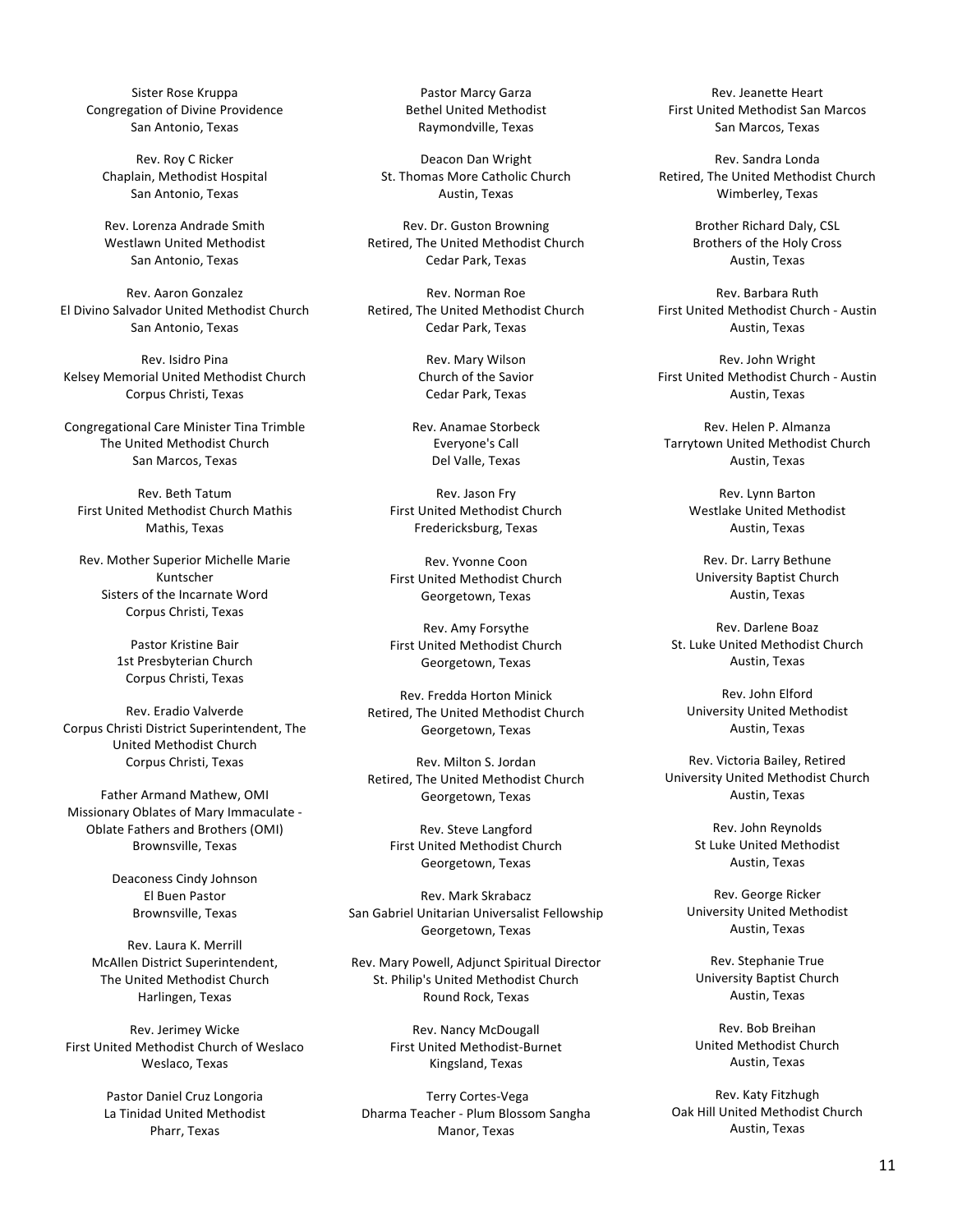Sister Rose Kruppa
Congregation of Divine Providence
San Antonio, Texas

Rev. Roy C Ricker
Chaplain, Methodist Hospital
San Antonio, Texas

Rev. Lorenza Andrade Smith
Westlawn United Methodist
San Antonio, Texas

Rev. Aaron Gonzalez
El Divino Salvador United Methodist Church
San Antonio, Texas

Rev. Isidro Pina
Kelsey Memorial United Methodist Church
Corpus Christi, Texas

Congregational Care Minister Tina Trimble
The United Methodist Church
San Marcos, Texas

Rev. Beth Tatum
First United Methodist Church Mathis
Mathis, Texas

Rev. Mother Superior Michelle Marie Kuntscher
Sisters of the Incarnate Word
Corpus Christi, Texas

Pastor Kristine Bair
1st Presbyterian Church
Corpus Christi, Texas

Rev. Eradio Valverde
Corpus Christi District Superintendent, The United Methodist Church
Corpus Christi, Texas

Father Armand Mathew, OMI
Missionary Oblates of Mary Immaculate - Oblate Fathers and Brothers (OMI)
Brownsville, Texas

Deaconess Cindy Johnson
El Buen Pastor
Brownsville, Texas

Rev. Laura K. Merrill
McAllen District Superintendent, The United Methodist Church
Harlingen, Texas

Rev. Jerimey Wicke
First United Methodist Church of Weslaco
Weslaco, Texas

Pastor Daniel Cruz Longoria
La Tinidad United Methodist
Pharr, Texas

Pastor Marcy Garza
Bethel United Methodist
Raymondville, Texas

Deacon Dan Wright
St. Thomas More Catholic Church
Austin, Texas

Rev. Dr. Guston Browning
Retired, The United Methodist Church
Cedar Park, Texas

Rev. Norman Roe
Retired, The United Methodist Church
Cedar Park, Texas

Rev. Mary Wilson
Church of the Savior
Cedar Park, Texas

Rev. Anamae Storbeck
Everyone's Call
Del Valle, Texas

Rev. Jason Fry
First United Methodist Church
Fredericksburg, Texas

Rev. Yvonne Coon
First United Methodist Church
Georgetown, Texas

Rev. Amy Forsythe
First United Methodist Church
Georgetown, Texas

Rev. Fredda Horton Minick
Retired, The United Methodist Church
Georgetown, Texas

Rev. Milton S. Jordan
Retired, The United Methodist Church
Georgetown, Texas

Rev. Steve Langford
First United Methodist Church
Georgetown, Texas

Rev. Mark Skrabacz
San Gabriel Unitarian Universalist Fellowship
Georgetown, Texas

Rev. Mary Powell, Adjunct Spiritual Director
St. Philip's United Methodist Church
Round Rock, Texas

Rev. Nancy McDougall
First United Methodist-Burnet
Kingsland, Texas

Terry Cortes-Vega
Dharma Teacher - Plum Blossom Sangha
Manor, Texas

Rev. Jeanette Heart
First United Methodist San Marcos
San Marcos, Texas

Rev. Sandra Londa
Retired, The United Methodist Church
Wimberley, Texas

Brother Richard Daly, CSL
Brothers of the Holy Cross
Austin, Texas

Rev. Barbara Ruth
First United Methodist Church - Austin
Austin, Texas

Rev. John Wright
First United Methodist Church - Austin
Austin, Texas

Rev. Helen P. Almanza
Tarrytown United Methodist Church
Austin, Texas

Rev. Lynn Barton
Westlake United Methodist
Austin, Texas

Rev. Dr. Larry Bethune
University Baptist Church
Austin, Texas

Rev. Darlene Boaz
St. Luke United Methodist Church
Austin, Texas

Rev. John Elford
University United Methodist
Austin, Texas

Rev. Victoria Bailey, Retired
University United Methodist Church
Austin, Texas

Rev. John Reynolds
St Luke United Methodist
Austin, Texas

Rev. George Ricker
University United Methodist
Austin, Texas

Rev. Stephanie True
University Baptist Church
Austin, Texas

Rev. Bob Breihan
United Methodist Church
Austin, Texas

Rev. Katy Fitzhugh
Oak Hill United Methodist Church
Austin, Texas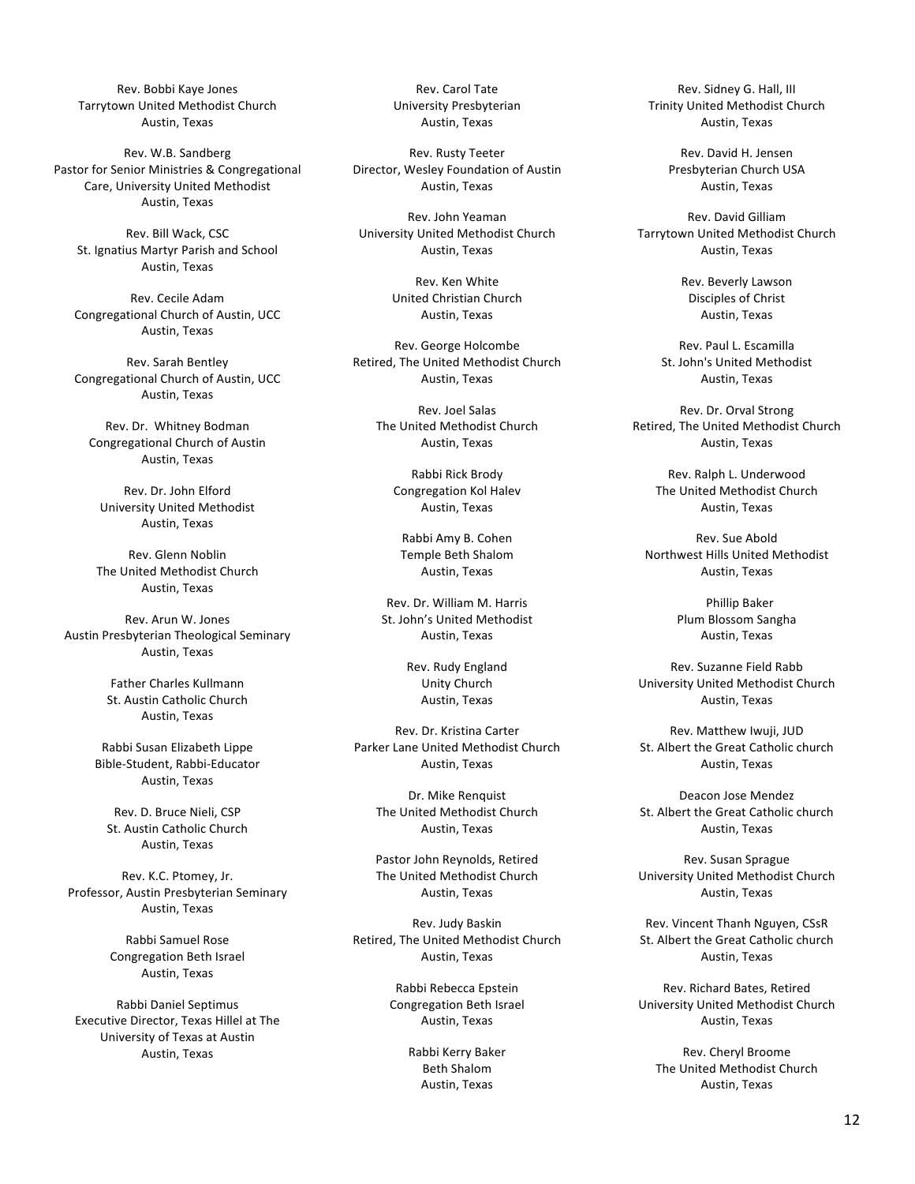Rev. Bobbi Kaye Jones
Tarrytown United Methodist Church
Austin, Texas

Rev. W.B. Sandberg
Pastor for Senior Ministries & Congregational Care, University United Methodist
Austin, Texas

Rev. Bill Wack, CSC
St. Ignatius Martyr Parish and School
Austin, Texas

Rev. Cecile Adam
Congregational Church of Austin, UCC
Austin, Texas

Rev. Sarah Bentley
Congregational Church of Austin, UCC
Austin, Texas

Rev. Dr. Whitney Bodman
Congregational Church of Austin
Austin, Texas

Rev. Dr. John Elford
University United Methodist
Austin, Texas

Rev. Glenn Noblin
The United Methodist Church
Austin, Texas

Rev. Arun W. Jones
Austin Presbyterian Theological Seminary
Austin, Texas

Father Charles Kullmann
St. Austin Catholic Church
Austin, Texas

Rabbi Susan Elizabeth Lippe
Bible-Student, Rabbi-Educator
Austin, Texas

Rev. D. Bruce Nieli, CSP
St. Austin Catholic Church
Austin, Texas

Rev. K.C. Ptomey, Jr.
Professor, Austin Presbyterian Seminary
Austin, Texas

Rabbi Samuel Rose
Congregation Beth Israel
Austin, Texas

Rabbi Daniel Septimus
Executive Director, Texas Hillel at The University of Texas at Austin
Austin, Texas

Rev. Carol Tate
University Presbyterian
Austin, Texas

Rev. Rusty Teeter
Director, Wesley Foundation of Austin
Austin, Texas

Rev. John Yeaman
University United Methodist Church
Austin, Texas

Rev. Ken White
United Christian Church
Austin, Texas

Rev. George Holcombe
Retired, The United Methodist Church
Austin, Texas

Rev. Joel Salas
The United Methodist Church
Austin, Texas

Rabbi Rick Brody
Congregation Kol Halev
Austin, Texas

Rabbi Amy B. Cohen
Temple Beth Shalom
Austin, Texas

Rev. Dr. William M. Harris
St. John's United Methodist
Austin, Texas

Rev. Rudy England
Unity Church
Austin, Texas

Rev. Dr. Kristina Carter
Parker Lane United Methodist Church
Austin, Texas

Dr. Mike Renquist
The United Methodist Church
Austin, Texas

Pastor John Reynolds, Retired
The United Methodist Church
Austin, Texas

Rev. Judy Baskin
Retired, The United Methodist Church
Austin, Texas

Rabbi Rebecca Epstein
Congregation Beth Israel
Austin, Texas

Rabbi Kerry Baker
Beth Shalom
Austin, Texas

Rev. Sidney G. Hall, III
Trinity United Methodist Church
Austin, Texas

Rev. David H. Jensen
Presbyterian Church USA
Austin, Texas

Rev. David Gilliam
Tarrytown United Methodist Church
Austin, Texas

Rev. Beverly Lawson
Disciples of Christ
Austin, Texas

Rev. Paul L. Escamilla
St. John's United Methodist
Austin, Texas

Rev. Dr. Orval Strong
Retired, The United Methodist Church
Austin, Texas

Rev. Ralph L. Underwood
The United Methodist Church
Austin, Texas

Rev. Sue Abold
Northwest Hills United Methodist
Austin, Texas

Phillip Baker
Plum Blossom Sangha
Austin, Texas

Rev. Suzanne Field Rabb
University United Methodist Church
Austin, Texas

Rev. Matthew Iwuji, JUD
St. Albert the Great Catholic church
Austin, Texas

Deacon Jose Mendez
St. Albert the Great Catholic church
Austin, Texas

Rev. Susan Sprague
University United Methodist Church
Austin, Texas

Rev. Vincent Thanh Nguyen, CSsR
St. Albert the Great Catholic church
Austin, Texas

Rev. Richard Bates, Retired
University United Methodist Church
Austin, Texas

Rev. Cheryl Broome
The United Methodist Church
Austin, Texas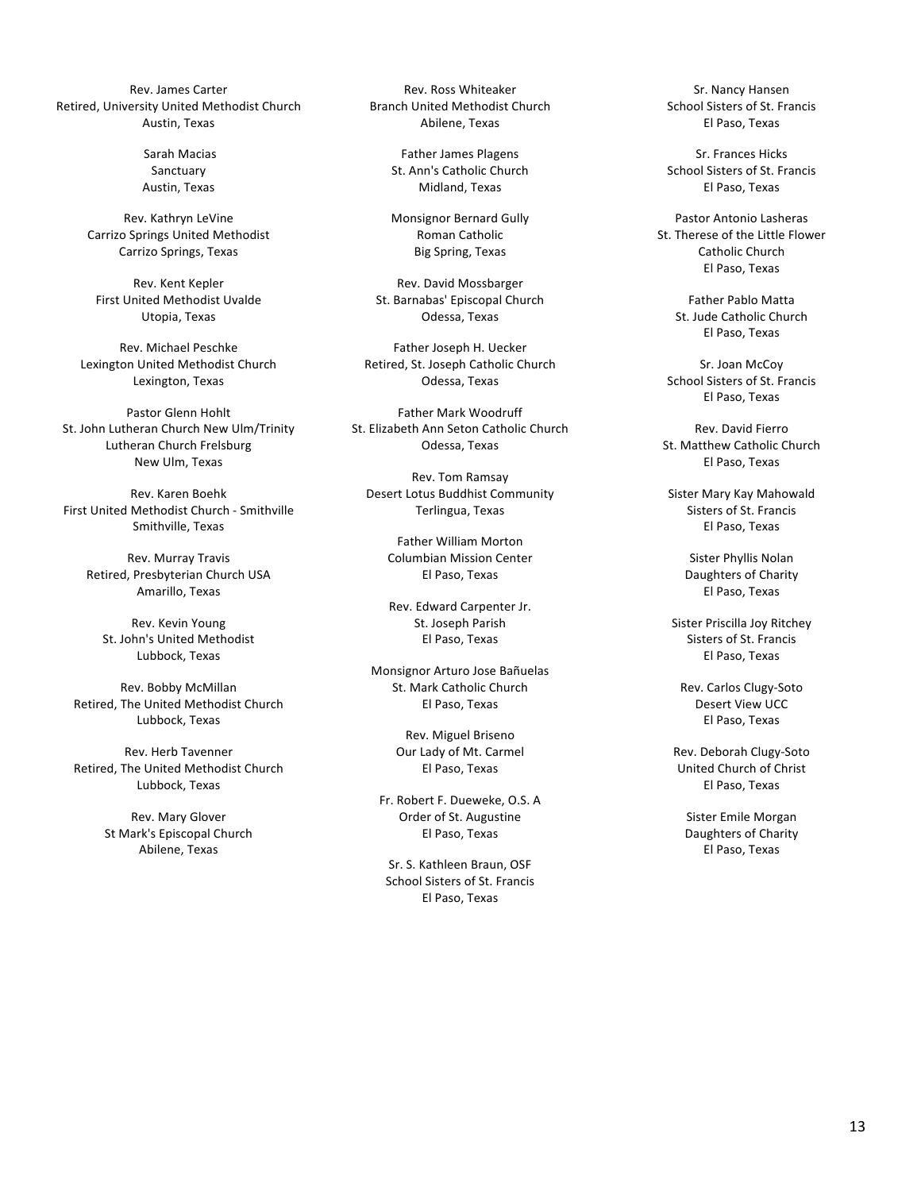Rev. James Carter
Retired, University United Methodist Church
Austin, Texas

Sarah Macias
Sanctuary
Austin, Texas

Rev. Kathryn LeVine
Carrizo Springs United Methodist
Carrizo Springs, Texas

Rev. Kent Kepler
First United Methodist Uvalde
Utopia, Texas

Rev. Michael Peschke
Lexington United Methodist Church
Lexington, Texas

Pastor Glenn Hohlt
St. John Lutheran Church New Ulm/Trinity Lutheran Church Frelsburg
New Ulm, Texas

Rev. Karen Boehk
First United Methodist Church - Smithville
Smithville, Texas

Rev. Murray Travis
Retired, Presbyterian Church USA
Amarillo, Texas

Rev. Kevin Young
St. John's United Methodist
Lubbock, Texas

Rev. Bobby McMillan
Retired, The United Methodist Church
Lubbock, Texas

Rev. Herb Tavenner
Retired, The United Methodist Church
Lubbock, Texas

Rev. Mary Glover
St Mark's Episcopal Church
Abilene, Texas

Rev. Ross Whiteaker
Branch United Methodist Church
Abilene, Texas

Father James Plagens
St. Ann's Catholic Church
Midland, Texas

Monsignor Bernard Gully
Roman Catholic
Big Spring, Texas

Rev. David Mossbarger
St. Barnabas' Episcopal Church
Odessa, Texas

Father Joseph H. Uecker
Retired, St. Joseph Catholic Church
Odessa, Texas

Father Mark Woodruff
St. Elizabeth Ann Seton Catholic Church
Odessa, Texas

Rev. Tom Ramsay
Desert Lotus Buddhist Community
Terlingua, Texas

Father William Morton
Columbian Mission Center
El Paso, Texas

Rev. Edward Carpenter Jr.
St. Joseph Parish
El Paso, Texas

Monsignor Arturo Jose Bañuelas
St. Mark Catholic Church
El Paso, Texas

Rev. Miguel Briseno
Our Lady of Mt. Carmel
El Paso, Texas

Fr. Robert F. Dueweke, O.S. A
Order of St. Augustine
El Paso, Texas

Sr. S. Kathleen Braun, OSF
School Sisters of St. Francis
El Paso, Texas

Sr. Nancy Hansen
School Sisters of St. Francis
El Paso, Texas

Sr. Frances Hicks
School Sisters of St. Francis
El Paso, Texas

Pastor Antonio Lasheras
St. Therese of the Little Flower Catholic Church
El Paso, Texas

Father Pablo Matta
St. Jude Catholic Church
El Paso, Texas

Sr. Joan McCoy
School Sisters of St. Francis
El Paso, Texas

Rev. David Fierro
St. Matthew Catholic Church
El Paso, Texas

Sister Mary Kay Mahowald
Sisters of St. Francis
El Paso, Texas

Sister Phyllis Nolan
Daughters of Charity
El Paso, Texas

Sister Priscilla Joy Ritchey
Sisters of St. Francis
El Paso, Texas

Rev. Carlos Clugy-Soto
Desert View UCC
El Paso, Texas

Rev. Deborah Clugy-Soto
United Church of Christ
El Paso, Texas

Sister Emile Morgan
Daughters of Charity
El Paso, Texas